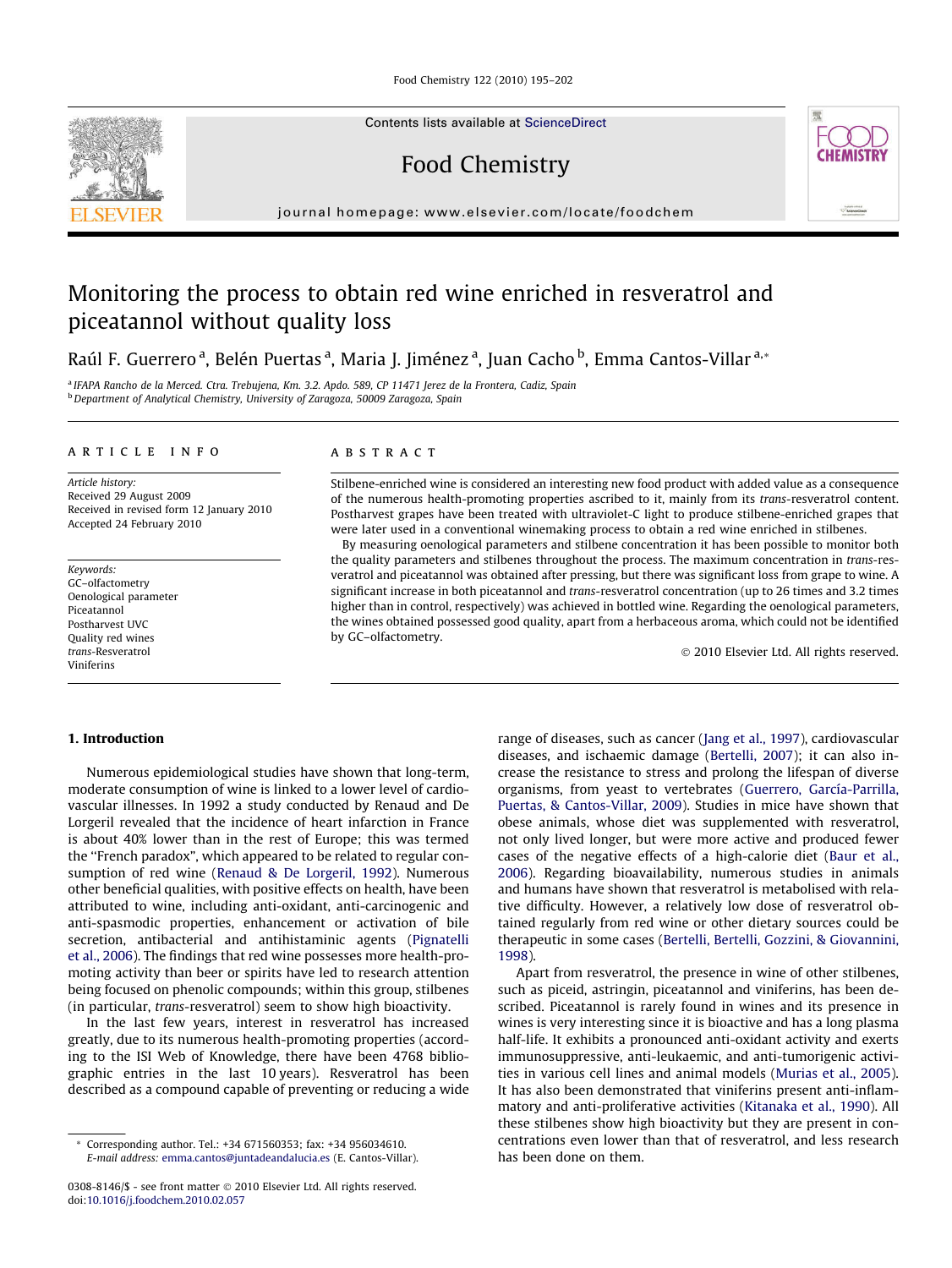# Monitoring the process to obtain red wine enriched in resveratrol and piceatannol without quality loss

Raúl F. Guerrero [a], Belén Puertas [a], Maria J. Jiménez [a], Juan Cacho [b], Emma Cantos-Villar [a,*]

[a] IFAPA Rancho de la Merced. Ctra. Trebujena, Km. 3.2. Apdo. 589, CP 11471 Jerez de la Frontera, Cadiz, Spain
[b] Department of Analytical Chemistry, University of Zaragoza, 50009 Zaragoza, Spain

## ARTICLE INFO

*Article history:*
Received 29 August 2009
Received in revised form 12 January 2010
Accepted 24 February 2010

*Keywords:*
GC–olfactometry
Oenological parameter
Piceatannol
Postharvest UVC
Quality red wines
*trans*-Resveratrol
Viniferins

## ABSTRACT

Stilbene-enriched wine is considered an interesting new food product with added value as a consequence of the numerous health-promoting properties ascribed to it, mainly from its *trans*-resveratrol content. Postharvest grapes have been treated with ultraviolet-C light to produce stilbene-enriched grapes that were later used in a conventional winemaking process to obtain a red wine enriched in stilbenes.

By measuring oenological parameters and stilbene concentration it has been possible to monitor both the quality parameters and stilbenes throughout the process. The maximum concentration in *trans*-resveratrol and piceatannol was obtained after pressing, but there was significant loss from grape to wine. A significant increase in both piceatannol and *trans*-resveratrol concentration (up to 26 times and 3.2 times higher than in control, respectively) was achieved in bottled wine. Regarding the oenological parameters, the wines obtained possessed good quality, apart from a herbaceous aroma, which could not be identified by GC–olfactometry.

© 2010 Elsevier Ltd. All rights reserved.

## 1. Introduction

Numerous epidemiological studies have shown that long-term, moderate consumption of wine is linked to a lower level of cardiovascular illnesses. In 1992 a study conducted by Renaud and De Lorgeril revealed that the incidence of heart infarction in France is about 40% lower than in the rest of Europe; this was termed the "French paradox", which appeared to be related to regular consumption of red wine (Renaud & De Lorgeril, 1992). Numerous other beneficial qualities, with positive effects on health, have been attributed to wine, including anti-oxidant, anti-carcinogenic and anti-spasmodic properties, enhancement or activation of bile secretion, antibacterial and antihistaminic agents (Pignatelli et al., 2006). The findings that red wine possesses more health-promoting activity than beer or spirits have led to research attention being focused on phenolic compounds; within this group, stilbenes (in particular, *trans*-resveratrol) seem to show high bioactivity.

In the last few years, interest in resveratrol has increased greatly, due to its numerous health-promoting properties (according to the ISI Web of Knowledge, there have been 4768 bibliographic entries in the last 10 years). Resveratrol has been described as a compound capable of preventing or reducing a wide range of diseases, such as cancer (Jang et al., 1997), cardiovascular diseases, and ischaemic damage (Bertelli, 2007); it can also increase the resistance to stress and prolong the lifespan of diverse organisms, from yeast to vertebrates (Guerrero, García-Parrilla, Puertas, & Cantos-Villar, 2009). Studies in mice have shown that obese animals, whose diet was supplemented with resveratrol, not only lived longer, but were more active and produced fewer cases of the negative effects of a high-calorie diet (Baur et al., 2006). Regarding bioavailability, numerous studies in animals and humans have shown that resveratrol is metabolised with relative difficulty. However, a relatively low dose of resveratrol obtained regularly from red wine or other dietary sources could be therapeutic in some cases (Bertelli, Bertelli, Gozzini, & Giovannini, 1998).

Apart from resveratrol, the presence in wine of other stilbenes, such as piceid, astringin, piceatannol and viniferins, has been described. Piceatannol is rarely found in wines and its presence in wines is very interesting since it is bioactive and has a long plasma half-life. It exhibits a pronounced anti-oxidant activity and exerts immunosuppressive, anti-leukaemic, and anti-tumorigenic activities in various cell lines and animal models (Murias et al., 2005). It has also been demonstrated that viniferins present anti-inflammatory and anti-proliferative activities (Kitanaka et al., 1990). All these stilbenes show high bioactivity but they are present in concentrations even lower than that of resveratrol, and less research has been done on them.

---

\* Corresponding author. Tel.: +34 671560353; fax: +34 956034610.
*E-mail address:* emma.cantos@juntadeandalucia.es (E. Cantos-Villar).

0308-8146/$ - see front matter © 2010 Elsevier Ltd. All rights reserved.
doi:10.1016/j.foodchem.2010.02.057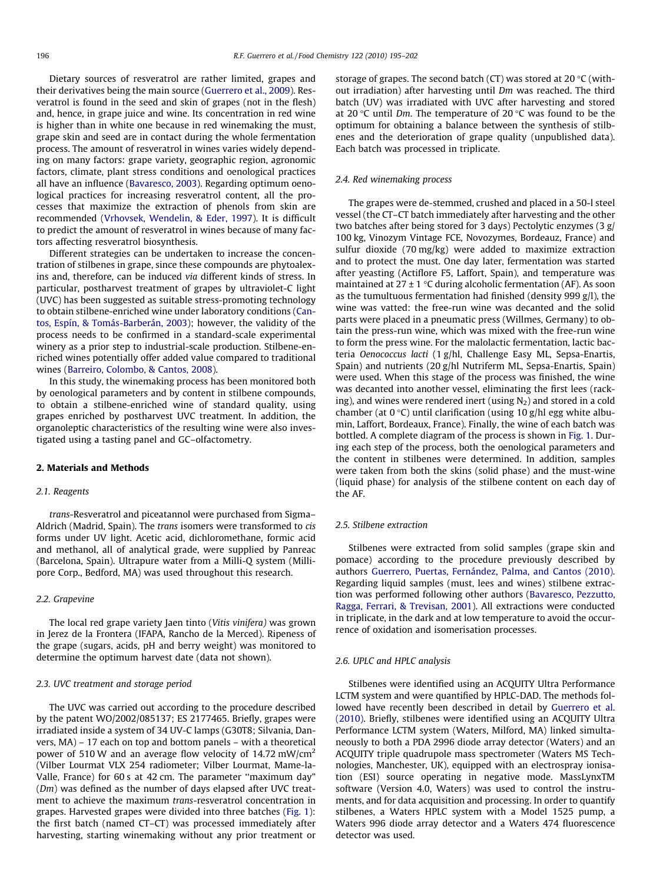Dietary sources of resveratrol are rather limited, grapes and their derivatives being the main source (Guerrero et al., 2009). Resveratrol is found in the seed and skin of grapes (not in the flesh) and, hence, in grape juice and wine. Its concentration in red wine is higher than in white one because in red winemaking the must, grape skin and seed are in contact during the whole fermentation process. The amount of resveratrol in wines varies widely depending on many factors: grape variety, geographic region, agronomic factors, climate, plant stress conditions and oenological practices all have an influence (Bavaresco, 2003). Regarding optimum oenological practices for increasing resveratrol content, all the processes that maximize the extraction of phenols from skin are recommended (Vrhovsek, Wendelin, & Eder, 1997). It is difficult to predict the amount of resveratrol in wines because of many factors affecting resveratrol biosynthesis.

Different strategies can be undertaken to increase the concentration of stilbenes in grape, since these compounds are phytoalexins and, therefore, can be induced *via* different kinds of stress. In particular, postharvest treatment of grapes by ultraviolet-C light (UVC) has been suggested as suitable stress-promoting technology to obtain stilbene-enriched wine under laboratory conditions (Cantos, Espín, & Tomás-Barberán, 2003); however, the validity of the process needs to be confirmed in a standard-scale experimental winery as a prior step to industrial-scale production. Stilbene-enriched wines potentially offer added value compared to traditional wines (Barreiro, Colombo, & Cantos, 2008).

In this study, the winemaking process has been monitored both by oenological parameters and by content in stilbene compounds, to obtain a stilbene-enriched wine of standard quality, using grapes enriched by postharvest UVC treatment. In addition, the organoleptic characteristics of the resulting wine were also investigated using a tasting panel and GC–olfactometry.

## 2. Materials and Methods

### 2.1. Reagents

*trans*-Resveratrol and piceatannol were purchased from Sigma–Aldrich (Madrid, Spain). The *trans* isomers were transformed to *cis* forms under UV light. Acetic acid, dichloromethane, formic acid and methanol, all of analytical grade, were supplied by Panreac (Barcelona, Spain). Ultrapure water from a Milli-Q system (Millipore Corp., Bedford, MA) was used throughout this research.

### 2.2. Grapevine

The local red grape variety Jaen tinto (*Vitis vinifera)* was grown in Jerez de la Frontera (IFAPA, Rancho de la Merced). Ripeness of the grape (sugars, acids, pH and berry weight) was monitored to determine the optimum harvest date (data not shown).

### 2.3. UVC treatment and storage period

The UVC was carried out according to the procedure described by the patent WO/2002/085137; ES 2177465. Briefly, grapes were irradiated inside a system of 34 UV-C lamps (G30T8; Silvania, Danvers, MA) – 17 each on top and bottom panels – with a theoretical power of 510 W and an average flow velocity of 14.72 mW/cm$^2$ (Vilber Lourmat VLX 254 radiometer; Vilber Lourmat, Mame-la-Valle, France) for 60 s at 42 cm. The parameter "maximum day" (*Dm*) was defined as the number of days elapsed after UVC treatment to achieve the maximum *trans*-resveratrol concentration in grapes. Harvested grapes were divided into three batches (Fig. 1): the first batch (named CT–CT) was processed immediately after harvesting, starting winemaking without any prior treatment or storage of grapes. The second batch (CT) was stored at 20 °C (without irradiation) after harvesting until *Dm* was reached. The third batch (UV) was irradiated with UVC after harvesting and stored at 20 °C until *Dm*. The temperature of 20 °C was found to be the optimum for obtaining a balance between the synthesis of stilbenes and the deterioration of grape quality (unpublished data). Each batch was processed in triplicate.

### 2.4. Red winemaking process

The grapes were de-stemmed, crushed and placed in a 50-l steel vessel (the CT–CT batch immediately after harvesting and the other two batches after being stored for 3 days) Pectolytic enzymes (3 g/100 kg, Vinozym Vintage FCE, Novozymes, Bordeauz, France) and sulfur dioxide (70 mg/kg) were added to maximize extraction and to protect the must. One day later, fermentation was started after yeasting (Actiflore F5, Laffort, Spain), and temperature was maintained at 27 ± 1 °C during alcoholic fermentation (AF). As soon as the tumultuous fermentation had finished (density 999 g/l), the wine was vatted: the free-run wine was decanted and the solid parts were placed in a pneumatic press (Willmes, Germany) to obtain the press-run wine, which was mixed with the free-run wine to form the press wine. For the malolactic fermentation, lactic bacteria *Oenococcus lacti* (1 g/hl, Challenge Easy ML, Sepsa-Enartis, Spain) and nutrients (20 g/hl Nutriferm ML, Sepsa-Enartis, Spain) were used. When this stage of the process was finished, the wine was decanted into another vessel, eliminating the first lees (racking), and wines were rendered inert (using $N_2$) and stored in a cold chamber (at 0 °C) until clarification (using 10 g/hl egg white albumin, Laffort, Bordeaux, France). Finally, the wine of each batch was bottled. A complete diagram of the process is shown in Fig. 1. During each step of the process, both the oenological parameters and the content in stilbenes were determined. In addition, samples were taken from both the skins (solid phase) and the must-wine (liquid phase) for analysis of the stilbene content on each day of the AF.

### 2.5. Stilbene extraction

Stilbenes were extracted from solid samples (grape skin and pomace) according to the procedure previously described by authors Guerrero, Puertas, Fernández, Palma, and Cantos (2010). Regarding liquid samples (must, lees and wines) stilbene extraction was performed following other authors (Bavaresco, Pezzutto, Ragga, Ferrari, & Trevisan, 2001). All extractions were conducted in triplicate, in the dark and at low temperature to avoid the occurrence of oxidation and isomerisation processes.

### 2.6. UPLC and HPLC analysis

Stilbenes were identified using an ACQUITY Ultra Performance LCTM system and were quantified by HPLC-DAD. The methods followed have recently been described in detail by Guerrero et al. (2010). Briefly, stilbenes were identified using an ACQUITY Ultra Performance LCTM system (Waters, Milford, MA) linked simultaneously to both a PDA 2996 diode array detector (Waters) and an ACQUITY triple quadrupole mass spectrometer (Waters MS Technologies, Manchester, UK), equipped with an electrospray ionisation (ESI) source operating in negative mode. MassLynxTM software (Version 4.0, Waters) was used to control the instruments, and for data acquisition and processing. In order to quantify stilbenes, a Waters HPLC system with a Model 1525 pump, a Waters 996 diode array detector and a Waters 474 fluorescence detector was used.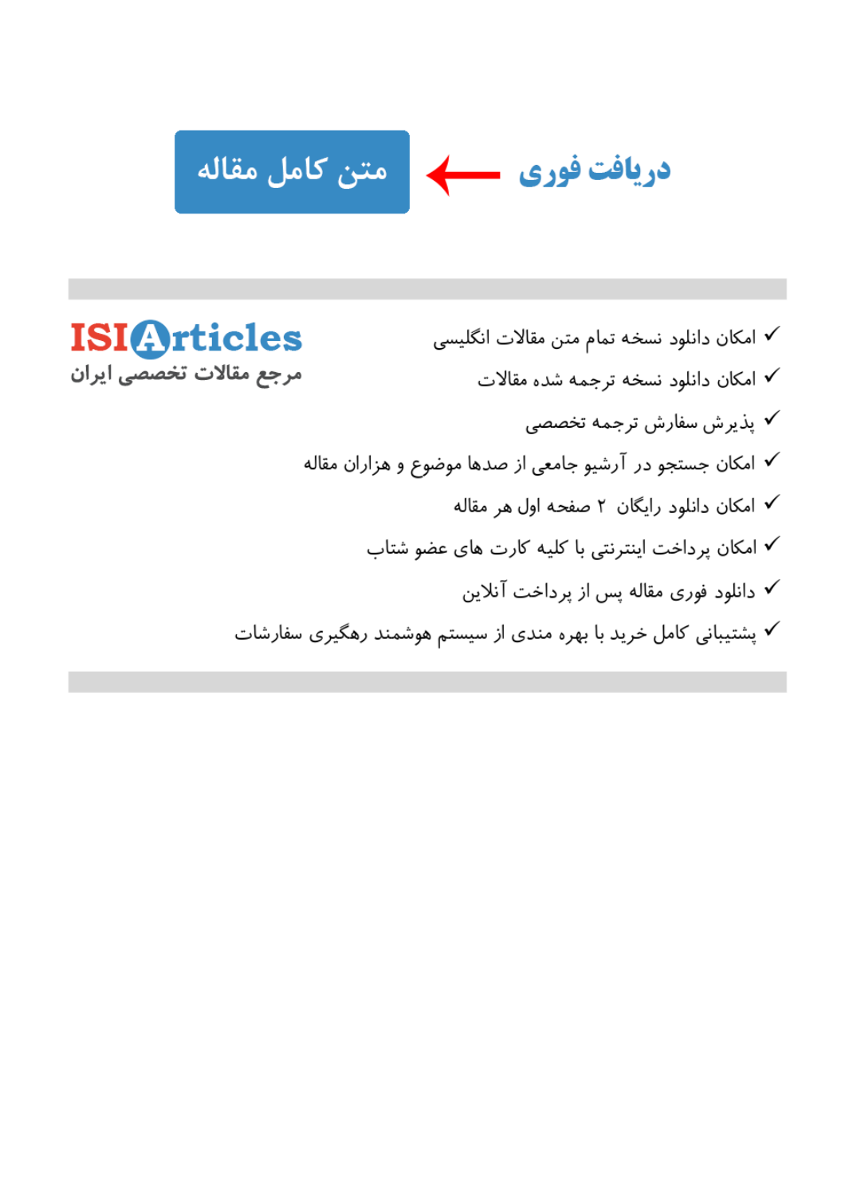دریافت فوری ← **متن کامل مقاله**

**ISIArticles**
مرجع مقالات تخصصی ایران

- ✓ امکان دانلود نسخه تمام متن مقالات انگلیسی
- ✓ امکان دانلود نسخه ترجمه شده مقالات
- ✓ پذیرش سفارش ترجمه تخصصی
- ✓ امکان جستجو در آرشیو جامعی از صدها موضوع و هزاران مقاله
- ✓ امکان دانلود رایگان ۲ صفحه اول هر مقاله
- ✓ امکان پرداخت اینترنتی با کلیه کارت های عضو شتاب
- ✓ دانلود فوری مقاله پس از پرداخت آنلاین
- ✓ پشتیبانی کامل خرید با بهره مندی از سیستم هوشمند رهگیری سفارشات